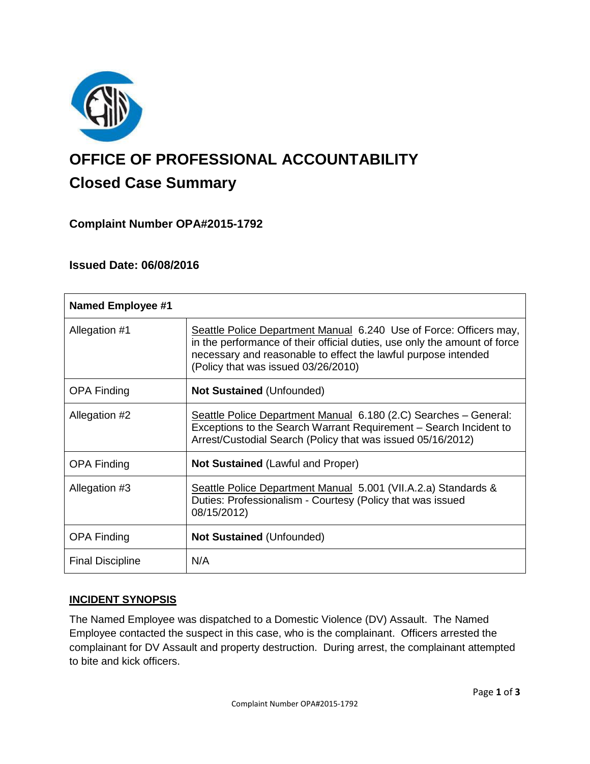# OFFICE OF PROFESSIONAL ACCOUNTABILITY

## Closed Case Summary

### Complaint Number OPA#2015-1792

### Issued Date: 06/08/2016

| Named Employee #1 | |
|---|---|
| Allegation #1 | Seattle Police Department Manual 6.240 Use of Force: Officers may, in the performance of their official duties, use only the amount of force necessary and reasonable to effect the lawful purpose intended (Policy that was issued 03/26/2010) |
| OPA Finding | **Not Sustained** (Unfounded) |
| Allegation #2 | Seattle Police Department Manual 6.180 (2.C) Searches – General: Exceptions to the Search Warrant Requirement – Search Incident to Arrest/Custodial Search (Policy that was issued 05/16/2012) |
| OPA Finding | **Not Sustained** (Lawful and Proper) |
| Allegation #3 | Seattle Police Department Manual 5.001 (VII.A.2.a) Standards & Duties: Professionalism - Courtesy (Policy that was issued 08/15/2012) |
| OPA Finding | **Not Sustained** (Unfounded) |
| Final Discipline | N/A |

## INCIDENT SYNOPSIS

The Named Employee was dispatched to a Domestic Violence (DV) Assault. The Named Employee contacted the suspect in this case, who is the complainant. Officers arrested the complainant for DV Assault and property destruction. During arrest, the complainant attempted to bite and kick officers.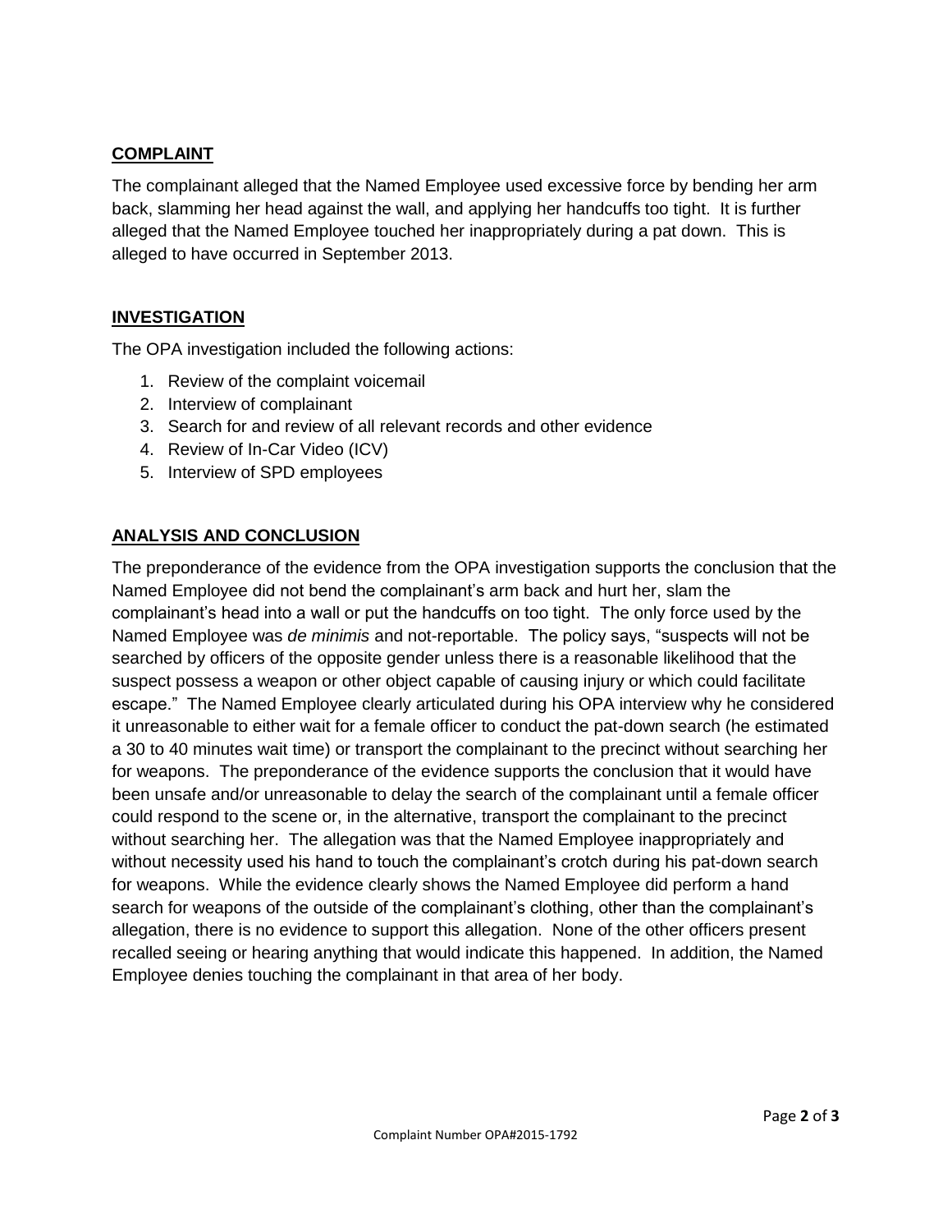## COMPLAINT

The complainant alleged that the Named Employee used excessive force by bending her arm back, slamming her head against the wall, and applying her handcuffs too tight. It is further alleged that the Named Employee touched her inappropriately during a pat down. This is alleged to have occurred in September 2013.

## INVESTIGATION

The OPA investigation included the following actions:

1. Review of the complaint voicemail
2. Interview of complainant
3. Search for and review of all relevant records and other evidence
4. Review of In-Car Video (ICV)
5. Interview of SPD employees

## ANALYSIS AND CONCLUSION

The preponderance of the evidence from the OPA investigation supports the conclusion that the Named Employee did not bend the complainant's arm back and hurt her, slam the complainant's head into a wall or put the handcuffs on too tight. The only force used by the Named Employee was *de minimis* and not-reportable. The policy says, "suspects will not be searched by officers of the opposite gender unless there is a reasonable likelihood that the suspect possess a weapon or other object capable of causing injury or which could facilitate escape." The Named Employee clearly articulated during his OPA interview why he considered it unreasonable to either wait for a female officer to conduct the pat-down search (he estimated a 30 to 40 minutes wait time) or transport the complainant to the precinct without searching her for weapons. The preponderance of the evidence supports the conclusion that it would have been unsafe and/or unreasonable to delay the search of the complainant until a female officer could respond to the scene or, in the alternative, transport the complainant to the precinct without searching her. The allegation was that the Named Employee inappropriately and without necessity used his hand to touch the complainant's crotch during his pat-down search for weapons. While the evidence clearly shows the Named Employee did perform a hand search for weapons of the outside of the complainant's clothing, other than the complainant's allegation, there is no evidence to support this allegation. None of the other officers present recalled seeing or hearing anything that would indicate this happened. In addition, the Named Employee denies touching the complainant in that area of her body.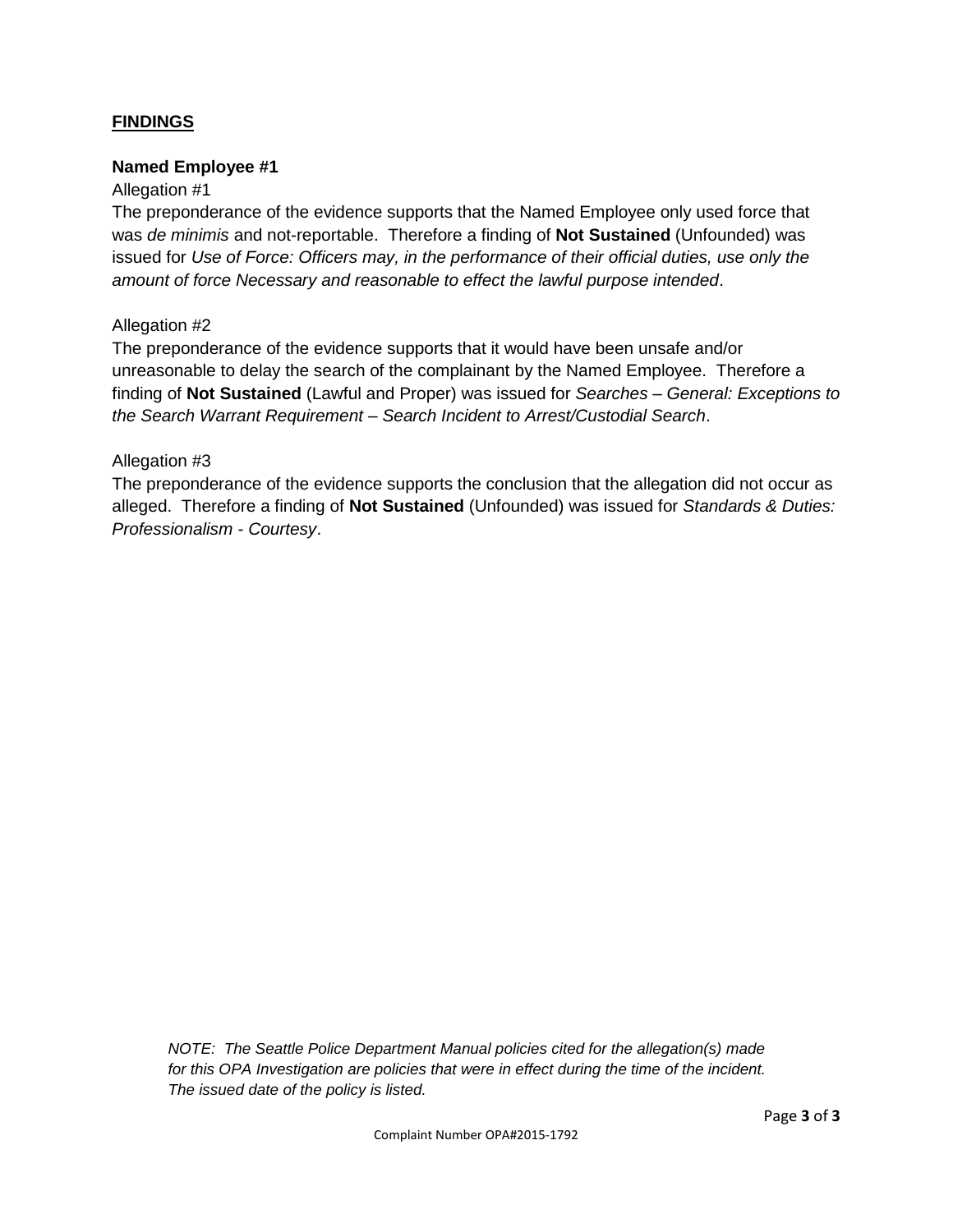## FINDINGS

**Named Employee #1**

Allegation #1

The preponderance of the evidence supports that the Named Employee only used force that was *de minimis* and not-reportable. Therefore a finding of **Not Sustained** (Unfounded) was issued for *Use of Force: Officers may, in the performance of their official duties, use only the amount of force Necessary and reasonable to effect the lawful purpose intended*.

Allegation #2

The preponderance of the evidence supports that it would have been unsafe and/or unreasonable to delay the search of the complainant by the Named Employee. Therefore a finding of **Not Sustained** (Lawful and Proper) was issued for *Searches – General: Exceptions to the Search Warrant Requirement – Search Incident to Arrest/Custodial Search*.

Allegation #3

The preponderance of the evidence supports the conclusion that the allegation did not occur as alleged. Therefore a finding of **Not Sustained** (Unfounded) was issued for *Standards & Duties: Professionalism - Courtesy*.

*NOTE: The Seattle Police Department Manual policies cited for the allegation(s) made for this OPA Investigation are policies that were in effect during the time of the incident. The issued date of the policy is listed.*

Complaint Number OPA#2015-1792